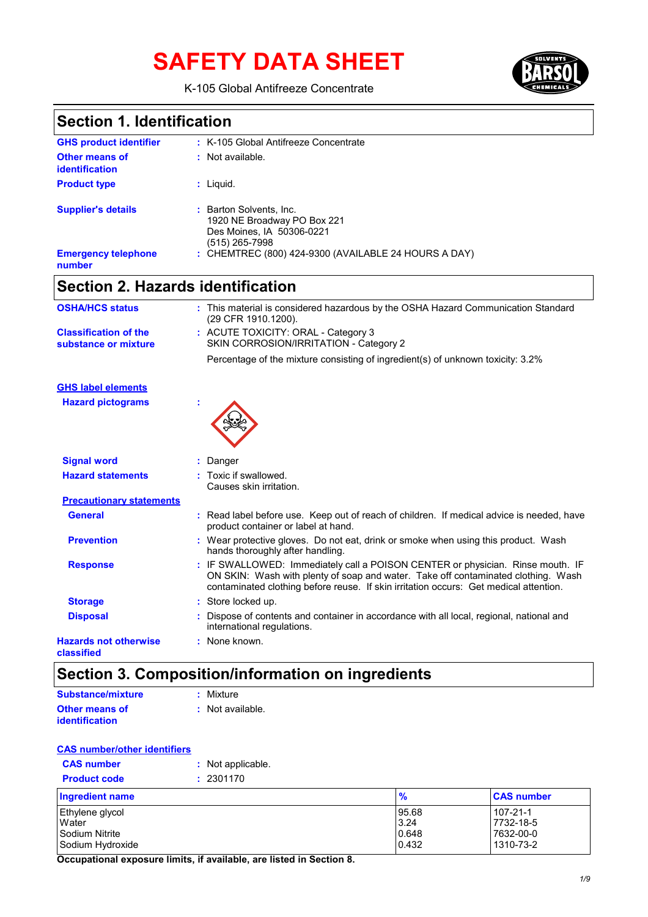# SAFETY DATA SHEET

K-105 Global Antifreeze Concentrate

## Section 1. Identification

**GHS product identifier** : K-105 Global Antifreeze Concentrate

**Other means of identification** : Not available.

**Product type** : Liquid.

**Supplier's details** : Barton Solvents, Inc.
1920 NE Broadway PO Box 221
Des Moines, IA 50306-0221
(515) 265-7998

**Emergency telephone number** : CHEMTREC (800) 424-9300 (AVAILABLE 24 HOURS A DAY)

## Section 2. Hazards identification

**OSHA/HCS status** : This material is considered hazardous by the OSHA Hazard Communication Standard (29 CFR 1910.1200).

**Classification of the substance or mixture** : ACUTE TOXICITY: ORAL - Category 3
SKIN CORROSION/IRRITATION - Category 2

Percentage of the mixture consisting of ingredient(s) of unknown toxicity: 3.2%

**GHS label elements**

**Hazard pictograms** :

**Signal word** : Danger

**Hazard statements** : Toxic if swallowed.
Causes skin irritation.

**Precautionary statements**

**General** : Read label before use. Keep out of reach of children. If medical advice is needed, have product container or label at hand.

**Prevention** : Wear protective gloves. Do not eat, drink or smoke when using this product. Wash hands thoroughly after handling.

**Response** : IF SWALLOWED: Immediately call a POISON CENTER or physician. Rinse mouth. IF ON SKIN: Wash with plenty of soap and water. Take off contaminated clothing. Wash contaminated clothing before reuse. If skin irritation occurs: Get medical attention.

**Storage** : Store locked up.

**Disposal** : Dispose of contents and container in accordance with all local, regional, national and international regulations.

**Hazards not otherwise classified** : None known.

## Section 3. Composition/information on ingredients

**Substance/mixture** : Mixture

**Other means of identification** : Not available.

**CAS number/other identifiers**

**CAS number** : Not applicable.

**Product code** : 2301170

| Ingredient name | % | CAS number |
|---|---|---|
| Ethylene glycol | 95.68 | 107-21-1 |
| Water | 3.24 | 7732-18-5 |
| Sodium Nitrite | 0.648 | 7632-00-0 |
| Sodium Hydroxide | 0.432 | 1310-73-2 |

**Occupational exposure limits, if available, are listed in Section 8.**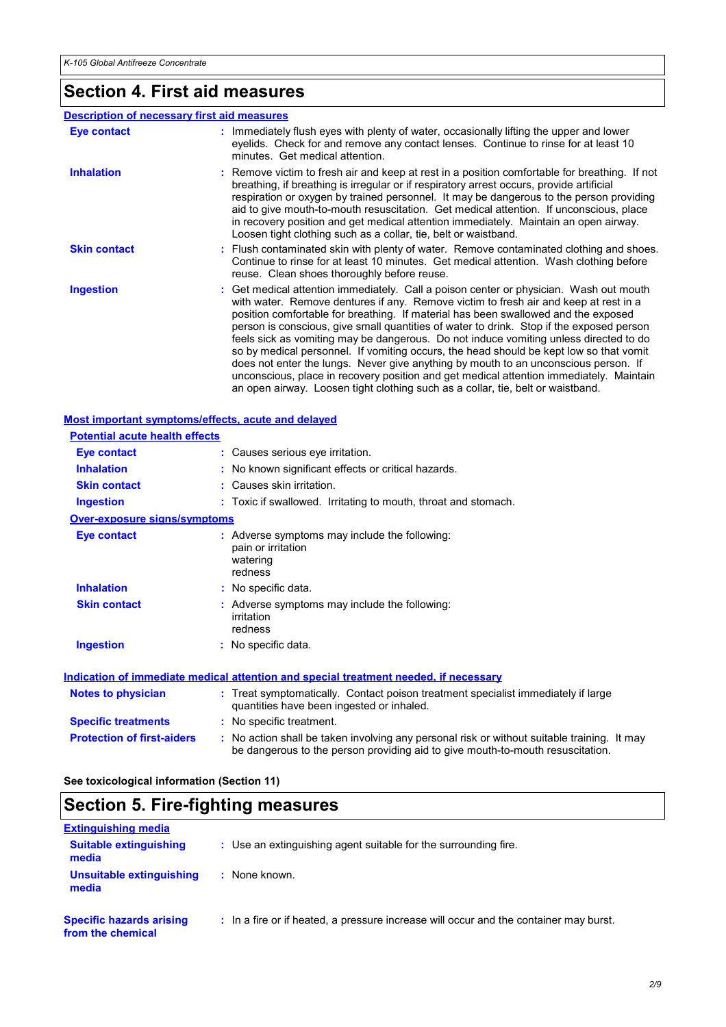## Section 4. First aid measures

### Description of necessary first aid measures

| | |
|---|---|
| **Eye contact** | Immediately flush eyes with plenty of water, occasionally lifting the upper and lower eyelids. Check for and remove any contact lenses. Continue to rinse for at least 10 minutes. Get medical attention. |
| **Inhalation** | Remove victim to fresh air and keep at rest in a position comfortable for breathing. If not breathing, if breathing is irregular or if respiratory arrest occurs, provide artificial respiration or oxygen by trained personnel. It may be dangerous to the person providing aid to give mouth-to-mouth resuscitation. Get medical attention. If unconscious, place in recovery position and get medical attention immediately. Maintain an open airway. Loosen tight clothing such as a collar, tie, belt or waistband. |
| **Skin contact** | Flush contaminated skin with plenty of water. Remove contaminated clothing and shoes. Continue to rinse for at least 10 minutes. Get medical attention. Wash clothing before reuse. Clean shoes thoroughly before reuse. |
| **Ingestion** | Get medical attention immediately. Call a poison center or physician. Wash out mouth with water. Remove dentures if any. Remove victim to fresh air and keep at rest in a position comfortable for breathing. If material has been swallowed and the exposed person is conscious, give small quantities of water to drink. Stop if the exposed person feels sick as vomiting may be dangerous. Do not induce vomiting unless directed to do so by medical personnel. If vomiting occurs, the head should be kept low so that vomit does not enter the lungs. Never give anything by mouth to an unconscious person. If unconscious, place in recovery position and get medical attention immediately. Maintain an open airway. Loosen tight clothing such as a collar, tie, belt or waistband. |

### Most important symptoms/effects, acute and delayed

#### Potential acute health effects

| | |
|---|---|
| **Eye contact** | Causes serious eye irritation. |
| **Inhalation** | No known significant effects or critical hazards. |
| **Skin contact** | Causes skin irritation. |
| **Ingestion** | Toxic if swallowed. Irritating to mouth, throat and stomach. |

#### Over-exposure signs/symptoms

| | |
|---|---|
| **Eye contact** | Adverse symptoms may include the following:<br>pain or irritation<br>watering<br>redness |
| **Inhalation** | No specific data. |
| **Skin contact** | Adverse symptoms may include the following:<br>irritation<br>redness |
| **Ingestion** | No specific data. |

### Indication of immediate medical attention and special treatment needed, if necessary

| | |
|---|---|
| **Notes to physician** | Treat symptomatically. Contact poison treatment specialist immediately if large quantities have been ingested or inhaled. |
| **Specific treatments** | No specific treatment. |
| **Protection of first-aiders** | No action shall be taken involving any personal risk or without suitable training. It may be dangerous to the person providing aid to give mouth-to-mouth resuscitation. |

**See toxicological information (Section 11)**

## Section 5. Fire-fighting measures

### Extinguishing media

| | |
|---|---|
| **Suitable extinguishing media** | Use an extinguishing agent suitable for the surrounding fire. |
| **Unsuitable extinguishing media** | None known. |

| | |
|---|---|
| **Specific hazards arising from the chemical** | In a fire or if heated, a pressure increase will occur and the container may burst. |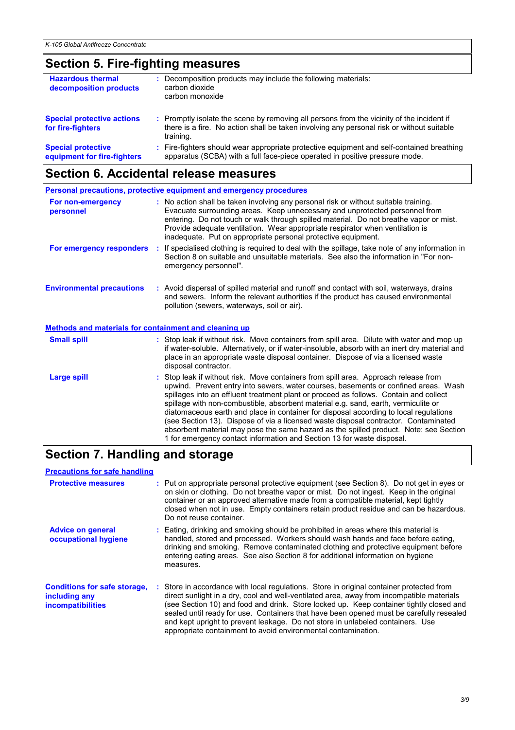## Section 5. Fire-fighting measures

**Hazardous thermal decomposition products** : Decomposition products may include the following materials:
carbon dioxide
carbon monoxide

**Special protective actions for fire-fighters** : Promptly isolate the scene by removing all persons from the vicinity of the incident if there is a fire. No action shall be taken involving any personal risk or without suitable training.

**Special protective equipment for fire-fighters** : Fire-fighters should wear appropriate protective equipment and self-contained breathing apparatus (SCBA) with a full face-piece operated in positive pressure mode.

## Section 6. Accidental release measures

### Personal precautions, protective equipment and emergency procedures

**For non-emergency personnel** : No action shall be taken involving any personal risk or without suitable training. Evacuate surrounding areas. Keep unnecessary and unprotected personnel from entering. Do not touch or walk through spilled material. Do not breathe vapor or mist. Provide adequate ventilation. Wear appropriate respirator when ventilation is inadequate. Put on appropriate personal protective equipment.

**For emergency responders** : If specialised clothing is required to deal with the spillage, take note of any information in Section 8 on suitable and unsuitable materials. See also the information in "For non-emergency personnel".

**Environmental precautions** : Avoid dispersal of spilled material and runoff and contact with soil, waterways, drains and sewers. Inform the relevant authorities if the product has caused environmental pollution (sewers, waterways, soil or air).

### Methods and materials for containment and cleaning up

**Small spill** : Stop leak if without risk. Move containers from spill area. Dilute with water and mop up if water-soluble. Alternatively, or if water-insoluble, absorb with an inert dry material and place in an appropriate waste disposal container. Dispose of via a licensed waste disposal contractor.

**Large spill** : Stop leak if without risk. Move containers from spill area. Approach release from upwind. Prevent entry into sewers, water courses, basements or confined areas. Wash spillages into an effluent treatment plant or proceed as follows. Contain and collect spillage with non-combustible, absorbent material e.g. sand, earth, vermiculite or diatomaceous earth and place in container for disposal according to local regulations (see Section 13). Dispose of via a licensed waste disposal contractor. Contaminated absorbent material may pose the same hazard as the spilled product. Note: see Section 1 for emergency contact information and Section 13 for waste disposal.

## Section 7. Handling and storage

### Precautions for safe handling

**Protective measures** : Put on appropriate personal protective equipment (see Section 8). Do not get in eyes or on skin or clothing. Do not breathe vapor or mist. Do not ingest. Keep in the original container or an approved alternative made from a compatible material, kept tightly closed when not in use. Empty containers retain product residue and can be hazardous. Do not reuse container.

**Advice on general occupational hygiene** : Eating, drinking and smoking should be prohibited in areas where this material is handled, stored and processed. Workers should wash hands and face before eating, drinking and smoking. Remove contaminated clothing and protective equipment before entering eating areas. See also Section 8 for additional information on hygiene measures.

**Conditions for safe storage, including any incompatibilities** : Store in accordance with local regulations. Store in original container protected from direct sunlight in a dry, cool and well-ventilated area, away from incompatible materials (see Section 10) and food and drink. Store locked up. Keep container tightly closed and sealed until ready for use. Containers that have been opened must be carefully resealed and kept upright to prevent leakage. Do not store in unlabeled containers. Use appropriate containment to avoid environmental contamination.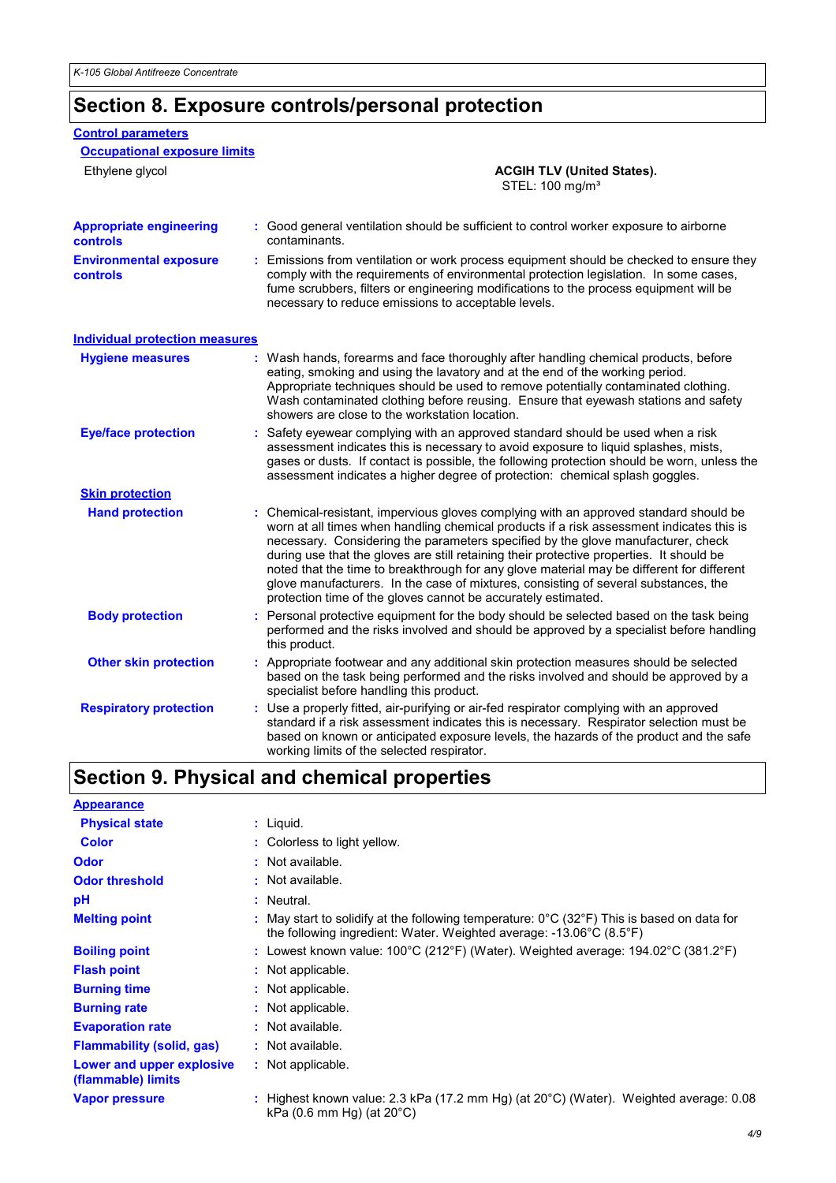# Section 8. Exposure controls/personal protection

### Control parameters

#### Occupational exposure limits

| Ingredient name | Exposure limits |
| --- | --- |
| Ethylene glycol | **ACGIH TLV (United States).**<br>STEL: 100 mg/m³ |

**Appropriate engineering controls** : Good general ventilation should be sufficient to control worker exposure to airborne contaminants.

**Environmental exposure controls** : Emissions from ventilation or work process equipment should be checked to ensure they comply with the requirements of environmental protection legislation. In some cases, fume scrubbers, filters or engineering modifications to the process equipment will be necessary to reduce emissions to acceptable levels.

### Individual protection measures

**Hygiene measures** : Wash hands, forearms and face thoroughly after handling chemical products, before eating, smoking and using the lavatory and at the end of the working period. Appropriate techniques should be used to remove potentially contaminated clothing. Wash contaminated clothing before reusing. Ensure that eyewash stations and safety showers are close to the workstation location.

**Eye/face protection** : Safety eyewear complying with an approved standard should be used when a risk assessment indicates this is necessary to avoid exposure to liquid splashes, mists, gases or dusts. If contact is possible, the following protection should be worn, unless the assessment indicates a higher degree of protection: chemical splash goggles.

#### Skin protection

**Hand protection** : Chemical-resistant, impervious gloves complying with an approved standard should be worn at all times when handling chemical products if a risk assessment indicates this is necessary. Considering the parameters specified by the glove manufacturer, check during use that the gloves are still retaining their protective properties. It should be noted that the time to breakthrough for any glove material may be different for different glove manufacturers. In the case of mixtures, consisting of several substances, the protection time of the gloves cannot be accurately estimated.

**Body protection** : Personal protective equipment for the body should be selected based on the task being performed and the risks involved and should be approved by a specialist before handling this product.

**Other skin protection** : Appropriate footwear and any additional skin protection measures should be selected based on the task being performed and the risks involved and should be approved by a specialist before handling this product.

**Respiratory protection** : Use a properly fitted, air-purifying or air-fed respirator complying with an approved standard if a risk assessment indicates this is necessary. Respirator selection must be based on known or anticipated exposure levels, the hazards of the product and the safe working limits of the selected respirator.

# Section 9. Physical and chemical properties

### Appearance

**Physical state** : Liquid.

**Color** : Colorless to light yellow.

**Odor** : Not available.

**Odor threshold** : Not available.

**pH** : Neutral.

**Melting point** : May start to solidify at the following temperature: 0°C (32°F) This is based on data for the following ingredient: Water. Weighted average: -13.06°C (8.5°F)

**Boiling point** : Lowest known value: 100°C (212°F) (Water). Weighted average: 194.02°C (381.2°F)

**Flash point** : Not applicable.

**Burning time** : Not applicable.

**Burning rate** : Not applicable.

**Evaporation rate** : Not available.

**Flammability (solid, gas)** : Not available.

**Lower and upper explosive (flammable) limits** : Not applicable.

**Vapor pressure** : Highest known value: 2.3 kPa (17.2 mm Hg) (at 20°C) (Water). Weighted average: 0.08 kPa (0.6 mm Hg) (at 20°C)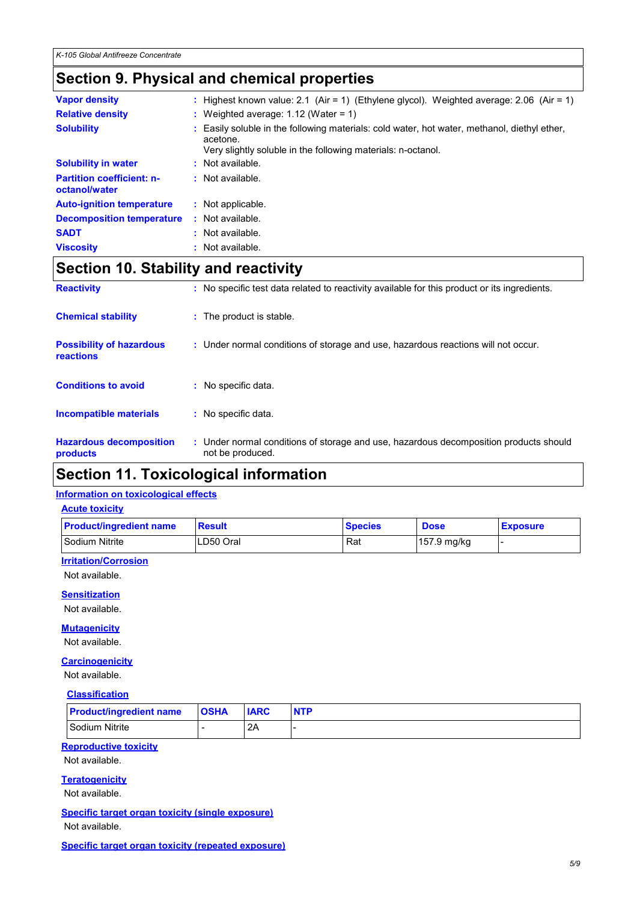## Section 9. Physical and chemical properties

| | |
|---|---|
| **Vapor density** | : Highest known value: 2.1 (Air = 1) (Ethylene glycol). Weighted average: 2.06 (Air = 1) |
| **Relative density** | : Weighted average: 1.12 (Water = 1) |
| **Solubility** | : Easily soluble in the following materials: cold water, hot water, methanol, diethyl ether, acetone. Very slightly soluble in the following materials: n-octanol. |
| **Solubility in water** | : Not available. |
| **Partition coefficient: n-octanol/water** | : Not available. |
| **Auto-ignition temperature** | : Not applicable. |
| **Decomposition temperature** | : Not available. |
| **SADT** | : Not available. |
| **Viscosity** | : Not available. |

## Section 10. Stability and reactivity

| | |
|---|---|
| **Reactivity** | : No specific test data related to reactivity available for this product or its ingredients. |
| **Chemical stability** | : The product is stable. |
| **Possibility of hazardous reactions** | : Under normal conditions of storage and use, hazardous reactions will not occur. |
| **Conditions to avoid** | : No specific data. |
| **Incompatible materials** | : No specific data. |
| **Hazardous decomposition products** | : Under normal conditions of storage and use, hazardous decomposition products should not be produced. |

## Section 11. Toxicological information

### Information on toxicological effects

#### Acute toxicity

| Product/ingredient name | Result | Species | Dose | Exposure |
|---|---|---|---|---|
| Sodium Nitrite | LD50 Oral | Rat | 157.9 mg/kg | - |

#### Irritation/Corrosion

Not available.

#### Sensitization

Not available.

#### Mutagenicity

Not available.

#### Carcinogenicity

Not available.

#### Classification

| Product/ingredient name | OSHA | IARC | NTP |
|---|---|---|---|
| Sodium Nitrite | - | 2A | - |

#### Reproductive toxicity

Not available.

#### Teratogenicity

Not available.

#### Specific target organ toxicity (single exposure)

Not available.

#### Specific target organ toxicity (repeated exposure)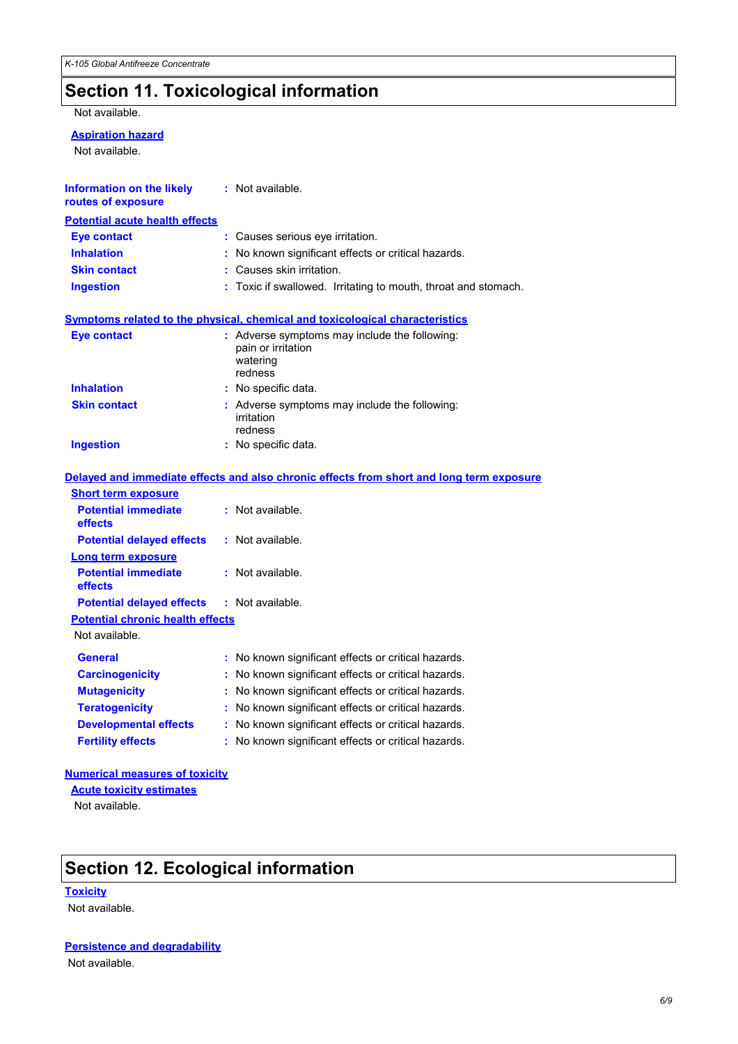## Section 11. Toxicological information

Not available.

**Aspiration hazard**

Not available.

**Information on the likely routes of exposure** : Not available.

**Potential acute health effects**

**Eye contact** : Causes serious eye irritation.

**Inhalation** : No known significant effects or critical hazards.

**Skin contact** : Causes skin irritation.

**Ingestion** : Toxic if swallowed. Irritating to mouth, throat and stomach.

**Symptoms related to the physical, chemical and toxicological characteristics**

**Eye contact** : Adverse symptoms may include the following:
pain or irritation
watering
redness

**Inhalation** : No specific data.

**Skin contact** : Adverse symptoms may include the following:
irritation
redness

**Ingestion** : No specific data.

**Delayed and immediate effects and also chronic effects from short and long term exposure**

**Short term exposure**

**Potential immediate effects** : Not available.

**Potential delayed effects** : Not available.

**Long term exposure**

**Potential immediate effects** : Not available.

**Potential delayed effects** : Not available.

**Potential chronic health effects**

Not available.

**General** : No known significant effects or critical hazards.

**Carcinogenicity** : No known significant effects or critical hazards.

**Mutagenicity** : No known significant effects or critical hazards.

**Teratogenicity** : No known significant effects or critical hazards.

**Developmental effects** : No known significant effects or critical hazards.

**Fertility effects** : No known significant effects or critical hazards.

**Numerical measures of toxicity**

**Acute toxicity estimates**

Not available.

## Section 12. Ecological information

**Toxicity**

Not available.

**Persistence and degradability**

Not available.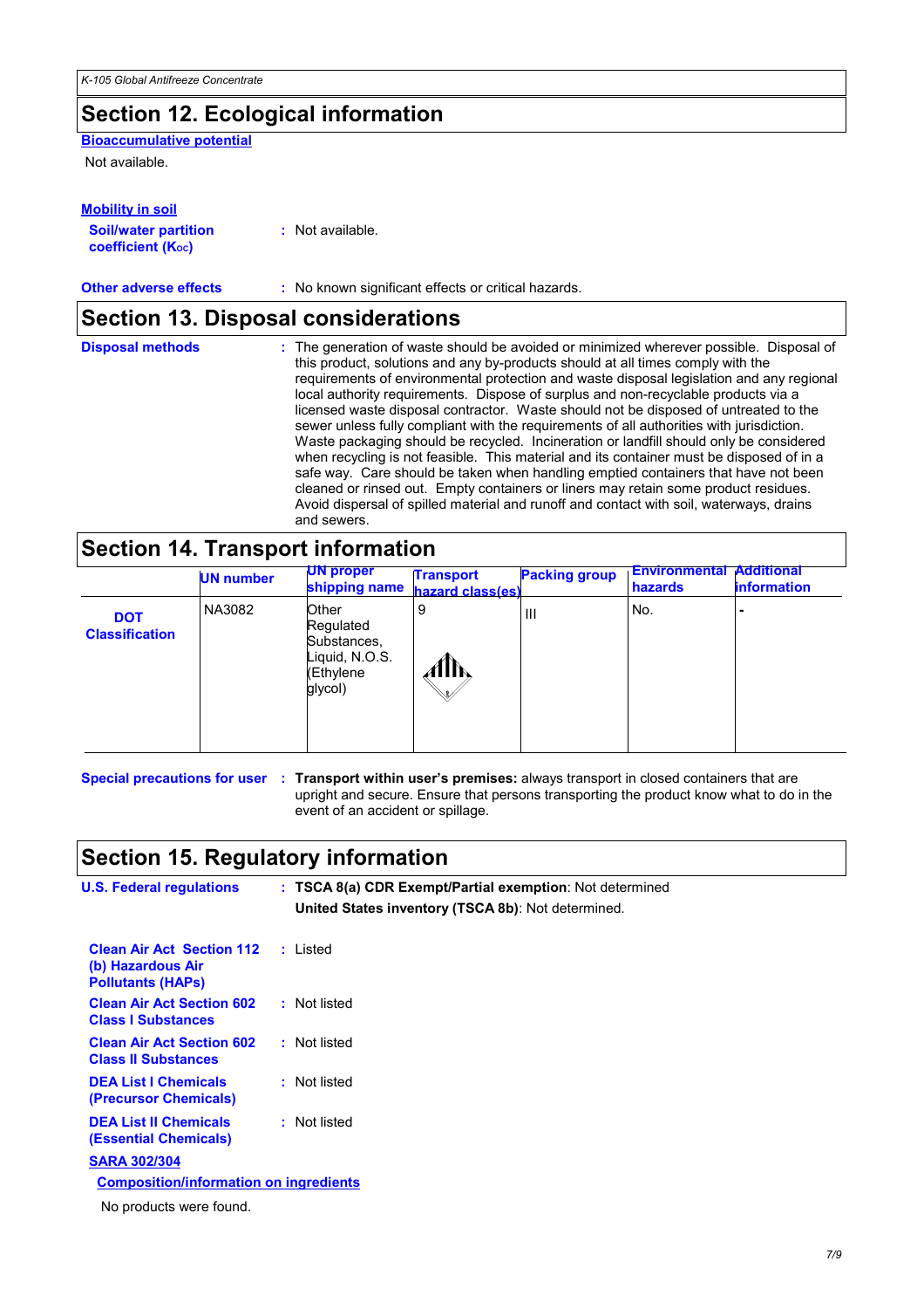## Section 12. Ecological information

**Bioaccumulative potential**

Not available.

**Mobility in soil**

**Soil/water partition coefficient ($K_{oc}$)** : Not available.

**Other adverse effects** : No known significant effects or critical hazards.

## Section 13. Disposal considerations

**Disposal methods** : The generation of waste should be avoided or minimized wherever possible. Disposal of this product, solutions and any by-products should at all times comply with the requirements of environmental protection and waste disposal legislation and any regional local authority requirements. Dispose of surplus and non-recyclable products via a licensed waste disposal contractor. Waste should not be disposed of untreated to the sewer unless fully compliant with the requirements of all authorities with jurisdiction. Waste packaging should be recycled. Incineration or landfill should only be considered when recycling is not feasible. This material and its container must be disposed of in a safe way. Care should be taken when handling emptied containers that have not been cleaned or rinsed out. Empty containers or liners may retain some product residues. Avoid dispersal of spilled material and runoff and contact with soil, waterways, drains and sewers.

## Section 14. Transport information

| | UN number | UN proper shipping name | Transport hazard class(es) | Packing group | Environmental hazards | Additional information |
|---|---|---|---|---|---|---|
| **DOT Classification** | NA3082 | Other Regulated Substances, Liquid, N.O.S. (Ethylene glycol) | 9 | III | No. | - |

**Special precautions for user** : **Transport within user's premises:** always transport in closed containers that are upright and secure. Ensure that persons transporting the product know what to do in the event of an accident or spillage.

## Section 15. Regulatory information

**U.S. Federal regulations** : **TSCA 8(a) CDR Exempt/Partial exemption**: Not determined

**United States inventory (TSCA 8b)**: Not determined.

**Clean Air Act Section 112 (b) Hazardous Air Pollutants (HAPs)** : Listed

**Clean Air Act Section 602 Class I Substances** : Not listed

**Clean Air Act Section 602 Class II Substances** : Not listed

**DEA List I Chemicals (Precursor Chemicals)** : Not listed

**DEA List II Chemicals (Essential Chemicals)** : Not listed

**SARA 302/304**

**Composition/information on ingredients**

No products were found.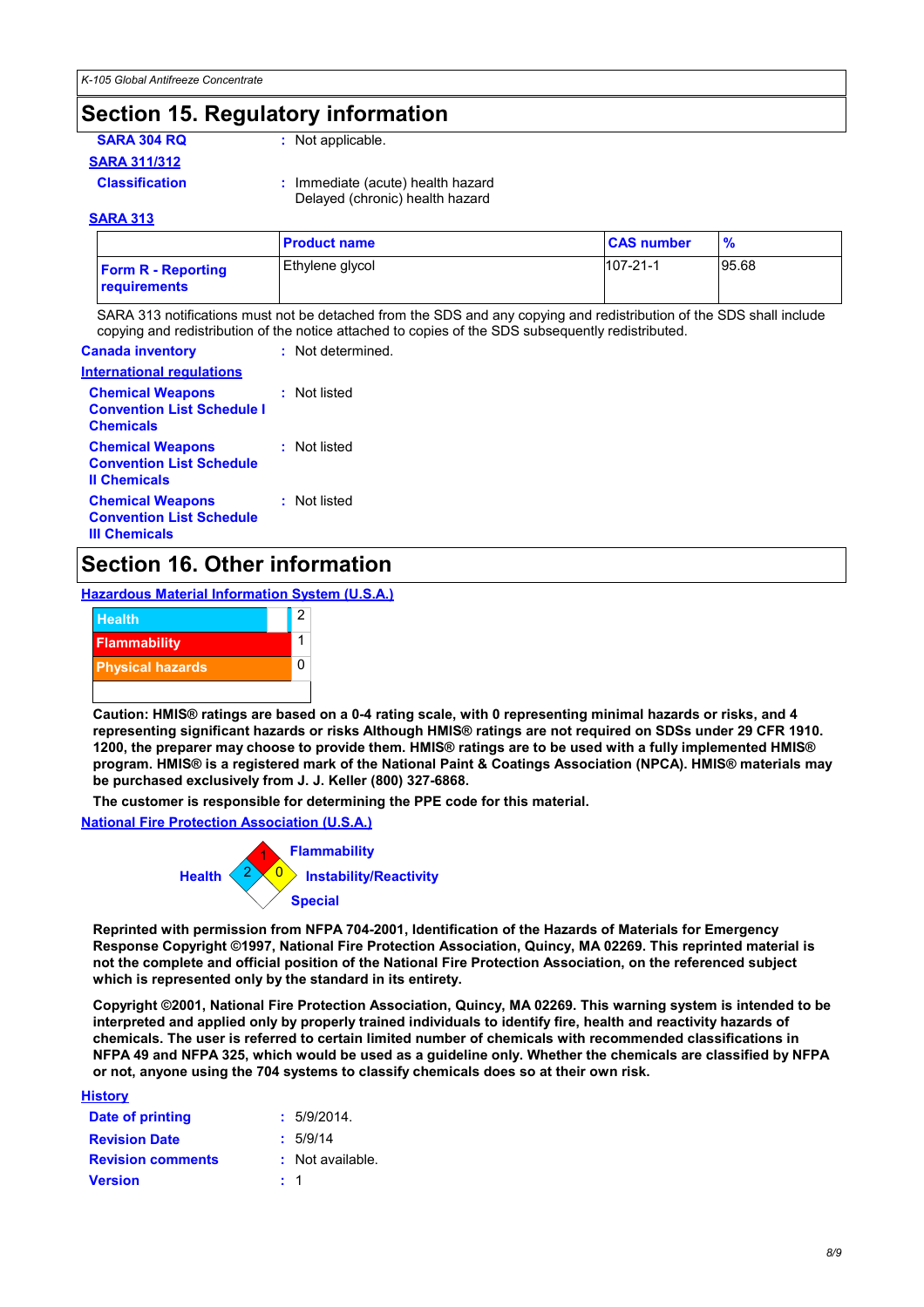## Section 15. Regulatory information

**SARA 304 RQ** : Not applicable.

**SARA 311/312**

**Classification** : Immediate (acute) health hazard
Delayed (chronic) health hazard

**SARA 313**

| | Product name | CAS number | % |
|---|---|---|---|
| **Form R - Reporting requirements** | Ethylene glycol | 107-21-1 | 95.68 |

SARA 313 notifications must not be detached from the SDS and any copying and redistribution of the SDS shall include copying and redistribution of the notice attached to copies of the SDS subsequently redistributed.

**Canada inventory** : Not determined.

**International regulations**

**Chemical Weapons Convention List Schedule I Chemicals** : Not listed

**Chemical Weapons Convention List Schedule II Chemicals** : Not listed

**Chemical Weapons Convention List Schedule III Chemicals** : Not listed

## Section 16. Other information

**Hazardous Material Information System (U.S.A.)**

| | |
|---|---|
| Health | 2 |
| Flammability | 1 |
| Physical hazards | 0 |

**Caution: HMIS® ratings are based on a 0-4 rating scale, with 0 representing minimal hazards or risks, and 4 representing significant hazards or risks Although HMIS® ratings are not required on SDSs under 29 CFR 1910. 1200, the preparer may choose to provide them. HMIS® ratings are to be used with a fully implemented HMIS® program. HMIS® is a registered mark of the National Paint & Coatings Association (NPCA). HMIS® materials may be purchased exclusively from J. J. Keller (800) 327-6868.**

**The customer is responsible for determining the PPE code for this material.**

**National Fire Protection Association (U.S.A.)**

Flammability: 1
Health: 2
Instability/Reactivity: 0
Special:

**Reprinted with permission from NFPA 704-2001, Identification of the Hazards of Materials for Emergency Response Copyright ©1997, National Fire Protection Association, Quincy, MA 02269. This reprinted material is not the complete and official position of the National Fire Protection Association, on the referenced subject which is represented only by the standard in its entirety.**

**Copyright ©2001, National Fire Protection Association, Quincy, MA 02269. This warning system is intended to be interpreted and applied only by properly trained individuals to identify fire, health and reactivity hazards of chemicals. The user is referred to certain limited number of chemicals with recommended classifications in NFPA 49 and NFPA 325, which would be used as a guideline only. Whether the chemicals are classified by NFPA or not, anyone using the 704 systems to classify chemicals does so at their own risk.**

**History**

**Date of printing** : 5/9/2014.

**Revision Date** : 5/9/14

**Revision comments** : Not available.

**Version** : 1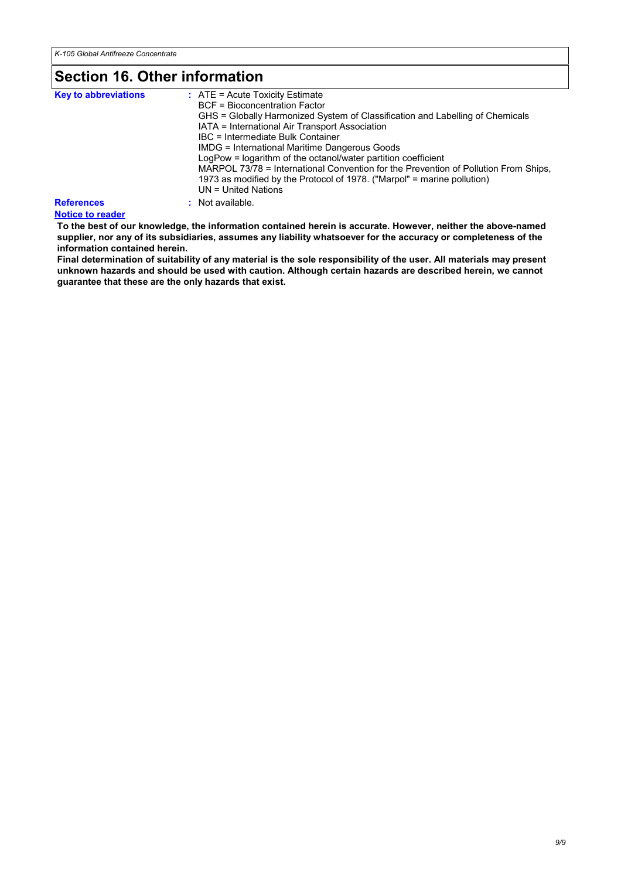## Section 16. Other information

**Key to abbreviations** : ATE = Acute Toxicity Estimate
BCF = Bioconcentration Factor
GHS = Globally Harmonized System of Classification and Labelling of Chemicals
IATA = International Air Transport Association
IBC = Intermediate Bulk Container
IMDG = International Maritime Dangerous Goods
LogPow = logarithm of the octanol/water partition coefficient
MARPOL 73/78 = International Convention for the Prevention of Pollution From Ships, 1973 as modified by the Protocol of 1978. ("Marpol" = marine pollution)
UN = United Nations

**References** : Not available.

**Notice to reader**

**To the best of our knowledge, the information contained herein is accurate. However, neither the above-named supplier, nor any of its subsidiaries, assumes any liability whatsoever for the accuracy or completeness of the information contained herein.**

**Final determination of suitability of any material is the sole responsibility of the user. All materials may present unknown hazards and should be used with caution. Although certain hazards are described herein, we cannot guarantee that these are the only hazards that exist.**